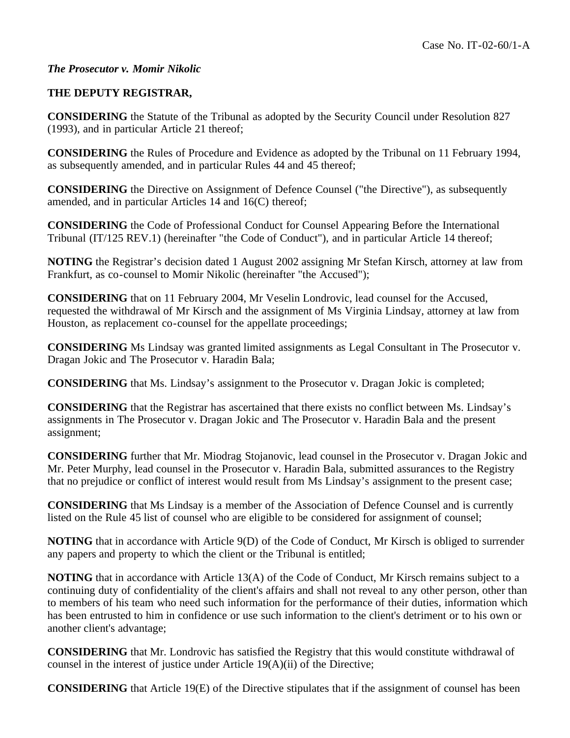Case No. IT-02-60/1-A

***The Prosecutor v. Momir Nikolic***

**THE DEPUTY REGISTRAR,**

**CONSIDERING** the Statute of the Tribunal as adopted by the Security Council under Resolution 827 (1993), and in particular Article 21 thereof;

**CONSIDERING** the Rules of Procedure and Evidence as adopted by the Tribunal on 11 February 1994, as subsequently amended, and in particular Rules 44 and 45 thereof;

**CONSIDERING** the Directive on Assignment of Defence Counsel ("the Directive"), as subsequently amended, and in particular Articles 14 and 16(C) thereof;

**CONSIDERING** the Code of Professional Conduct for Counsel Appearing Before the International Tribunal (IT/125 REV.1) (hereinafter "the Code of Conduct"), and in particular Article 14 thereof;

**NOTING** the Registrar's decision dated 1 August 2002 assigning Mr Stefan Kirsch, attorney at law from Frankfurt, as co-counsel to Momir Nikolic (hereinafter "the Accused");

**CONSIDERING** that on 11 February 2004, Mr Veselin Londrovic, lead counsel for the Accused, requested the withdrawal of Mr Kirsch and the assignment of Ms Virginia Lindsay, attorney at law from Houston, as replacement co-counsel for the appellate proceedings;

**CONSIDERING** Ms Lindsay was granted limited assignments as Legal Consultant in The Prosecutor v. Dragan Jokic and The Prosecutor v. Haradin Bala;

**CONSIDERING** that Ms. Lindsay's assignment to the Prosecutor v. Dragan Jokic is completed;

**CONSIDERING** that the Registrar has ascertained that there exists no conflict between Ms. Lindsay's assignments in The Prosecutor v. Dragan Jokic and The Prosecutor v. Haradin Bala and the present assignment;

**CONSIDERING** further that Mr. Miodrag Stojanovic, lead counsel in the Prosecutor v. Dragan Jokic and Mr. Peter Murphy, lead counsel in the Prosecutor v. Haradin Bala, submitted assurances to the Registry that no prejudice or conflict of interest would result from Ms Lindsay's assignment to the present case;

**CONSIDERING** that Ms Lindsay is a member of the Association of Defence Counsel and is currently listed on the Rule 45 list of counsel who are eligible to be considered for assignment of counsel;

**NOTING** that in accordance with Article 9(D) of the Code of Conduct, Mr Kirsch is obliged to surrender any papers and property to which the client or the Tribunal is entitled;

**NOTING** that in accordance with Article 13(A) of the Code of Conduct, Mr Kirsch remains subject to a continuing duty of confidentiality of the client's affairs and shall not reveal to any other person, other than to members of his team who need such information for the performance of their duties, information which has been entrusted to him in confidence or use such information to the client's detriment or to his own or another client's advantage;

**CONSIDERING** that Mr. Londrovic has satisfied the Registry that this would constitute withdrawal of counsel in the interest of justice under Article 19(A)(ii) of the Directive;

**CONSIDERING** that Article 19(E) of the Directive stipulates that if the assignment of counsel has been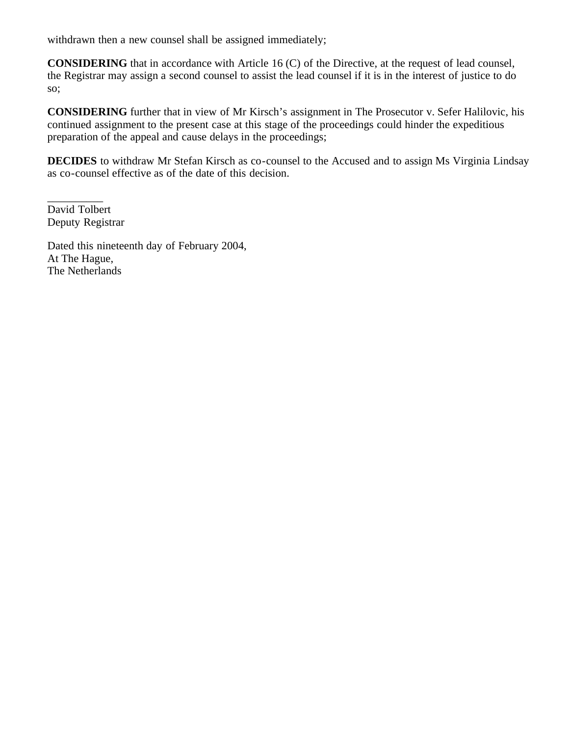withdrawn then a new counsel shall be assigned immediately;

**CONSIDERING** that in accordance with Article 16 (C) of the Directive, at the request of lead counsel, the Registrar may assign a second counsel to assist the lead counsel if it is in the interest of justice to do so;

**CONSIDERING** further that in view of Mr Kirsch's assignment in The Prosecutor v. Sefer Halilovic, his continued assignment to the present case at this stage of the proceedings could hinder the expeditious preparation of the appeal and cause delays in the proceedings;

**DECIDES** to withdraw Mr Stefan Kirsch as co-counsel to the Accused and to assign Ms Virginia Lindsay as co-counsel effective as of the date of this decision.

__________
David Tolbert
Deputy Registrar

Dated this nineteenth day of February 2004,
At The Hague,
The Netherlands